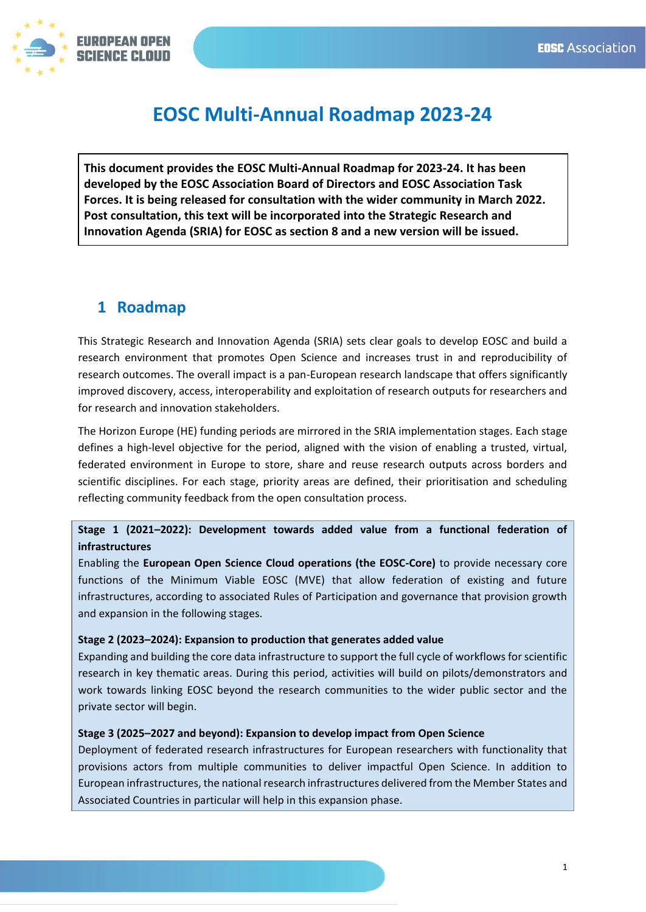# EOSC Multi-Annual Roadmap 2023-24

**This document provides the EOSC Multi-Annual Roadmap for 2023-24. It has been developed by the EOSC Association Board of Directors and EOSC Association Task Forces. It is being released for consultation with the wider community in March 2022. Post consultation, this text will be incorporated into the Strategic Research and Innovation Agenda (SRIA) for EOSC as section 8 and a new version will be issued.**

## 1 Roadmap

This Strategic Research and Innovation Agenda (SRIA) sets clear goals to develop EOSC and build a research environment that promotes Open Science and increases trust in and reproducibility of research outcomes. The overall impact is a pan-European research landscape that offers significantly improved discovery, access, interoperability and exploitation of research outputs for researchers and for research and innovation stakeholders.

The Horizon Europe (HE) funding periods are mirrored in the SRIA implementation stages. Each stage defines a high-level objective for the period, aligned with the vision of enabling a trusted, virtual, federated environment in Europe to store, share and reuse research outputs across borders and scientific disciplines. For each stage, priority areas are defined, their prioritisation and scheduling reflecting community feedback from the open consultation process.

**Stage 1 (2021–2022): Development towards added value from a functional federation of infrastructures**
Enabling the **European Open Science Cloud operations (the EOSC-Core)** to provide necessary core functions of the Minimum Viable EOSC (MVE) that allow federation of existing and future infrastructures, according to associated Rules of Participation and governance that provision growth and expansion in the following stages.

**Stage 2 (2023–2024): Expansion to production that generates added value**
Expanding and building the core data infrastructure to support the full cycle of workflows for scientific research in key thematic areas. During this period, activities will build on pilots/demonstrators and work towards linking EOSC beyond the research communities to the wider public sector and the private sector will begin.

**Stage 3 (2025–2027 and beyond): Expansion to develop impact from Open Science**
Deployment of federated research infrastructures for European researchers with functionality that provisions actors from multiple communities to deliver impactful Open Science. In addition to European infrastructures, the national research infrastructures delivered from the Member States and Associated Countries in particular will help in this expansion phase.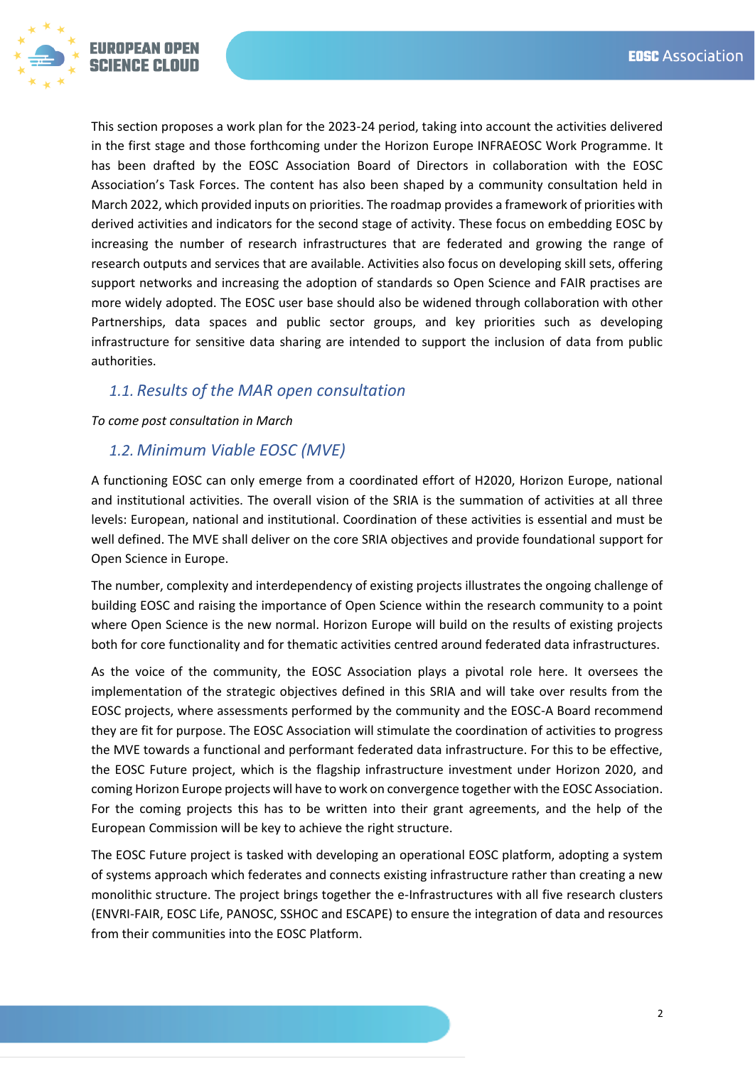This section proposes a work plan for the 2023-24 period, taking into account the activities delivered in the first stage and those forthcoming under the Horizon Europe INFRAEOSC Work Programme. It has been drafted by the EOSC Association Board of Directors in collaboration with the EOSC Association's Task Forces. The content has also been shaped by a community consultation held in March 2022, which provided inputs on priorities. The roadmap provides a framework of priorities with derived activities and indicators for the second stage of activity. These focus on embedding EOSC by increasing the number of research infrastructures that are federated and growing the range of research outputs and services that are available. Activities also focus on developing skill sets, offering support networks and increasing the adoption of standards so Open Science and FAIR practises are more widely adopted. The EOSC user base should also be widened through collaboration with other Partnerships, data spaces and public sector groups, and key priorities such as developing infrastructure for sensitive data sharing are intended to support the inclusion of data from public authorities.

## *1.1. Results of the MAR open consultation*

*To come post consultation in March*

## *1.2. Minimum Viable EOSC (MVE)*

A functioning EOSC can only emerge from a coordinated effort of H2020, Horizon Europe, national and institutional activities. The overall vision of the SRIA is the summation of activities at all three levels: European, national and institutional. Coordination of these activities is essential and must be well defined. The MVE shall deliver on the core SRIA objectives and provide foundational support for Open Science in Europe.

The number, complexity and interdependency of existing projects illustrates the ongoing challenge of building EOSC and raising the importance of Open Science within the research community to a point where Open Science is the new normal. Horizon Europe will build on the results of existing projects both for core functionality and for thematic activities centred around federated data infrastructures.

As the voice of the community, the EOSC Association plays a pivotal role here. It oversees the implementation of the strategic objectives defined in this SRIA and will take over results from the EOSC projects, where assessments performed by the community and the EOSC-A Board recommend they are fit for purpose. The EOSC Association will stimulate the coordination of activities to progress the MVE towards a functional and performant federated data infrastructure. For this to be effective, the EOSC Future project, which is the flagship infrastructure investment under Horizon 2020, and coming Horizon Europe projects will have to work on convergence together with the EOSC Association. For the coming projects this has to be written into their grant agreements, and the help of the European Commission will be key to achieve the right structure.

The EOSC Future project is tasked with developing an operational EOSC platform, adopting a system of systems approach which federates and connects existing infrastructure rather than creating a new monolithic structure. The project brings together the e-Infrastructures with all five research clusters (ENVRI-FAIR, EOSC Life, PANOSC, SSHOC and ESCAPE) to ensure the integration of data and resources from their communities into the EOSC Platform.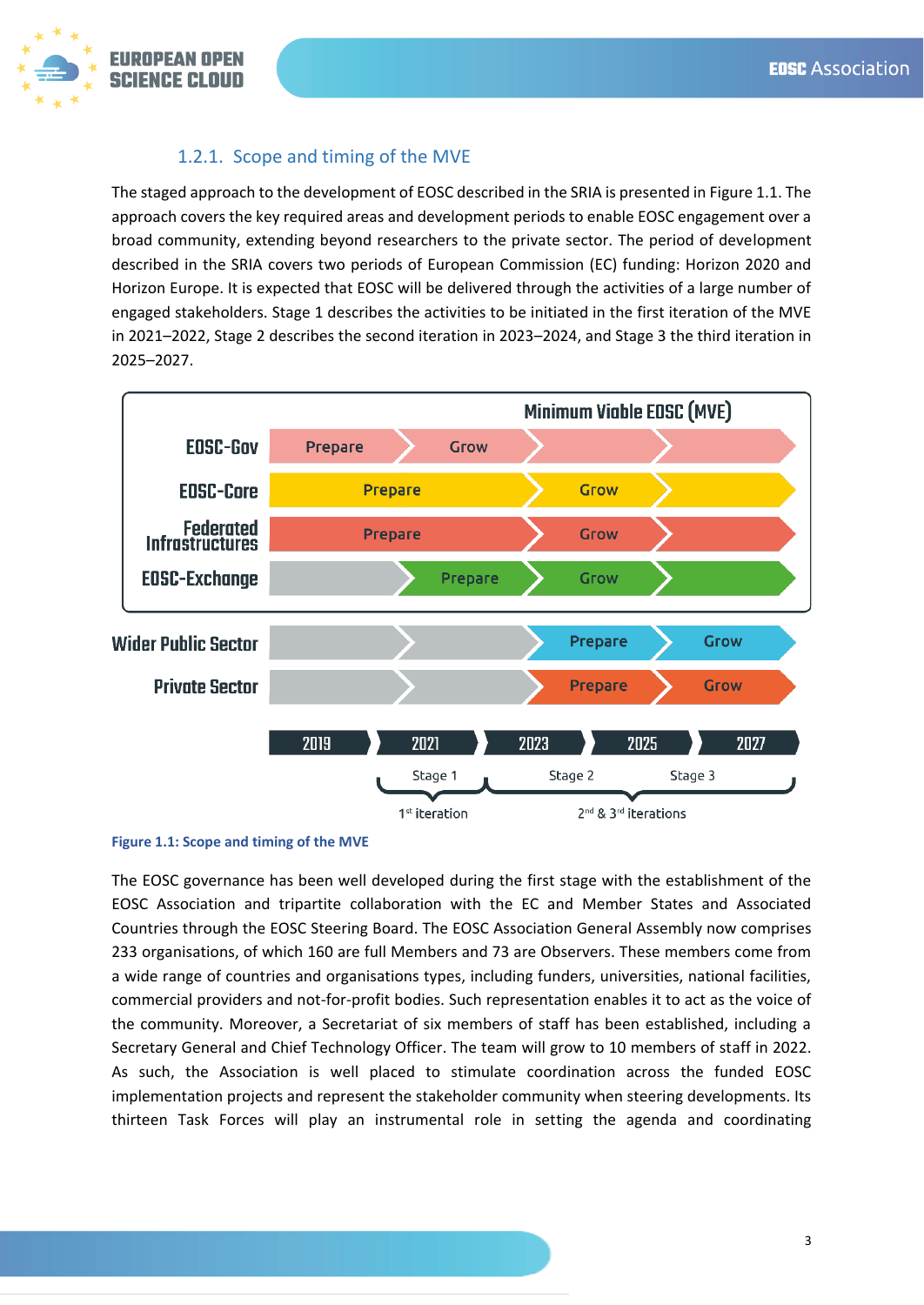### 1.2.1. Scope and timing of the MVE

The staged approach to the development of EOSC described in the SRIA is presented in Figure 1.1. The approach covers the key required areas and development periods to enable EOSC engagement over a broad community, extending beyond researchers to the private sector. The period of development described in the SRIA covers two periods of European Commission (EC) funding: Horizon 2020 and Horizon Europe. It is expected that EOSC will be delivered through the activities of a large number of engaged stakeholders. Stage 1 describes the activities to be initiated in the first iteration of the MVE in 2021–2022, Stage 2 describes the second iteration in 2023–2024, and Stage 3 the third iteration in 2025–2027.

Minimum Viable EOSC (MVE)

EOSC-Gov: Prepare, Grow

EOSC-Core: Prepare, Grow

Federated Infrastructures: Prepare, Grow

EOSC-Exchange: Prepare, Grow

Wider Public Sector: Prepare, Grow

Private Sector: Prepare, Grow

2019, 2021, 2023, 2025, 2027

Stage 1, Stage 2, Stage 3

1st iteration, 2nd & 3rd iterations

**Figure 1.1: Scope and timing of the MVE**

The EOSC governance has been well developed during the first stage with the establishment of the EOSC Association and tripartite collaboration with the EC and Member States and Associated Countries through the EOSC Steering Board. The EOSC Association General Assembly now comprises 233 organisations, of which 160 are full Members and 73 are Observers. These members come from a wide range of countries and organisations types, including funders, universities, national facilities, commercial providers and not-for-profit bodies. Such representation enables it to act as the voice of the community. Moreover, a Secretariat of six members of staff has been established, including a Secretary General and Chief Technology Officer. The team will grow to 10 members of staff in 2022. As such, the Association is well placed to stimulate coordination across the funded EOSC implementation projects and represent the stakeholder community when steering developments. Its thirteen Task Forces will play an instrumental role in setting the agenda and coordinating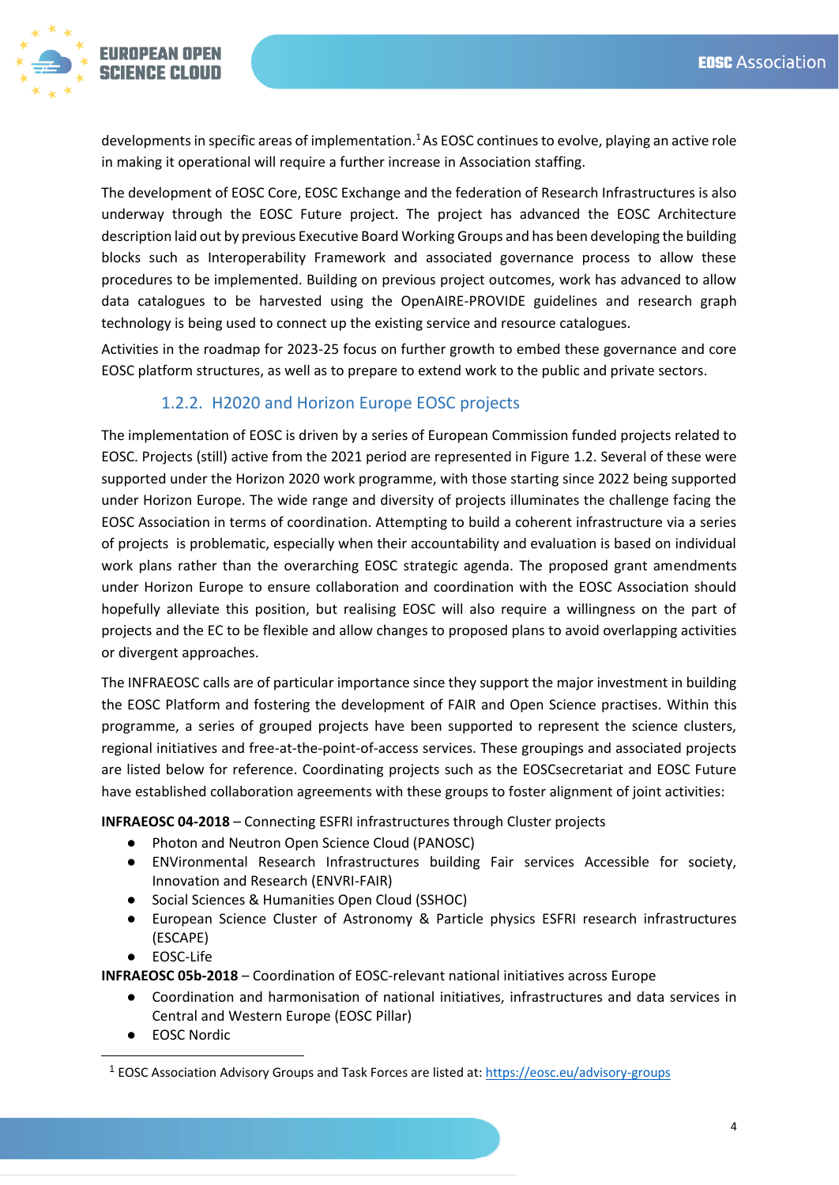developments in specific areas of implementation.[1] As EOSC continues to evolve, playing an active role in making it operational will require a further increase in Association staffing.

The development of EOSC Core, EOSC Exchange and the federation of Research Infrastructures is also underway through the EOSC Future project. The project has advanced the EOSC Architecture description laid out by previous Executive Board Working Groups and has been developing the building blocks such as Interoperability Framework and associated governance process to allow these procedures to be implemented. Building on previous project outcomes, work has advanced to allow data catalogues to be harvested using the OpenAIRE-PROVIDE guidelines and research graph technology is being used to connect up the existing service and resource catalogues.

Activities in the roadmap for 2023-25 focus on further growth to embed these governance and core EOSC platform structures, as well as to prepare to extend work to the public and private sectors.

### 1.2.2. H2020 and Horizon Europe EOSC projects

The implementation of EOSC is driven by a series of European Commission funded projects related to EOSC. Projects (still) active from the 2021 period are represented in Figure 1.2. Several of these were supported under the Horizon 2020 work programme, with those starting since 2022 being supported under Horizon Europe. The wide range and diversity of projects illuminates the challenge facing the EOSC Association in terms of coordination. Attempting to build a coherent infrastructure via a series of projects is problematic, especially when their accountability and evaluation is based on individual work plans rather than the overarching EOSC strategic agenda. The proposed grant amendments under Horizon Europe to ensure collaboration and coordination with the EOSC Association should hopefully alleviate this position, but realising EOSC will also require a willingness on the part of projects and the EC to be flexible and allow changes to proposed plans to avoid overlapping activities or divergent approaches.

The INFRAEOSC calls are of particular importance since they support the major investment in building the EOSC Platform and fostering the development of FAIR and Open Science practises. Within this programme, a series of grouped projects have been supported to represent the science clusters, regional initiatives and free-at-the-point-of-access services. These groupings and associated projects are listed below for reference. Coordinating projects such as the EOSCsecretariat and EOSC Future have established collaboration agreements with these groups to foster alignment of joint activities:

**INFRAEOSC 04-2018** – Connecting ESFRI infrastructures through Cluster projects

- Photon and Neutron Open Science Cloud (PANOSC)
- ENVironmental Research Infrastructures building Fair services Accessible for society, Innovation and Research (ENVRI-FAIR)
- Social Sciences & Humanities Open Cloud (SSHOC)
- European Science Cluster of Astronomy & Particle physics ESFRI research infrastructures (ESCAPE)
- EOSC-Life

**INFRAEOSC 05b-2018** – Coordination of EOSC-relevant national initiatives across Europe

- Coordination and harmonisation of national initiatives, infrastructures and data services in Central and Western Europe (EOSC Pillar)
- EOSC Nordic

[1] EOSC Association Advisory Groups and Task Forces are listed at: https://eosc.eu/advisory-groups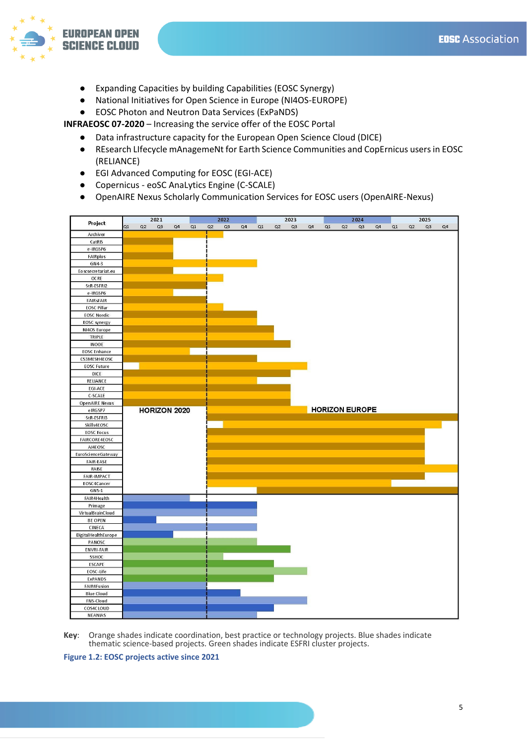- Expanding Capacities by building Capabilities (EOSC Synergy)
- National Initiatives for Open Science in Europe (NI4OS-EUROPE)
- EOSC Photon and Neutron Data Services (ExPaNDS)

**INFRAEOSC 07-2020** – Increasing the service offer of the EOSC Portal

- Data infrastructure capacity for the European Open Science Cloud (DICE)
- REsearch LIfecycle mAnagemeNt for Earth Science Communities and CopErnicus users in EOSC (RELIANCE)
- EGI Advanced Computing for EOSC (EGI-ACE)
- Copernicus - eoSC AnaLytics Engine (C-SCALE)
- OpenAIRE Nexus Scholarly Communication Services for EOSC users (OpenAIRE-Nexus)

Project

2021 2022 2023 2024 2025

Q1 Q2 Q3 Q4 Q1 Q2 Q3 Q4 Q1 Q2 Q3 Q4 Q1 Q2 Q3 Q4 Q1 Q2 Q3 Q4

Archiver
CatRIS
e-IRGSP6
FAIRplus
GN4-3
Eoscsecretariat.eu
OCRE
StR-ESFRI2
e-IRGSP6
FAIRsFAIR
EOSC Pillar
EOSC Nordic
EOSC synergy
NI4OS Europe
TRIPLE
INODE
EOSC Enhance
CS3MESH4EOSC
EOSC Future
DICE
RELIANCE
EGI-ACE
C-SCALE
OpenAIRE Nexus
eIRGSP7
StR-ESFRI3
Skills4EOSC
EOSC Focus
FAIRCORE4EOSC
AI4EOSC
EuroScienceGateway
FAIR-EASE
RAISE
FAIR-IMPACT
EOSC4Cancer
GN5-1
FAIR4Health
Primage
VirtualBrainCloud
BE OPEN
CINECA
DigitalHealthEurope
PANOSC
ENVRI-FAIR
SSHOC
ESCAPE
EOSC-Life
ExPANDS
FAIR4Fusion
Blue Cloud
FNS-Cloud
COS4CLOUD
NEANIAS

HORIZON 2020

HORIZON EUROPE

**Key**: Orange shades indicate coordination, best practice or technology projects. Blue shades indicate thematic science-based projects. Green shades indicate ESFRI cluster projects.

**Figure 1.2: EOSC projects active since 2021**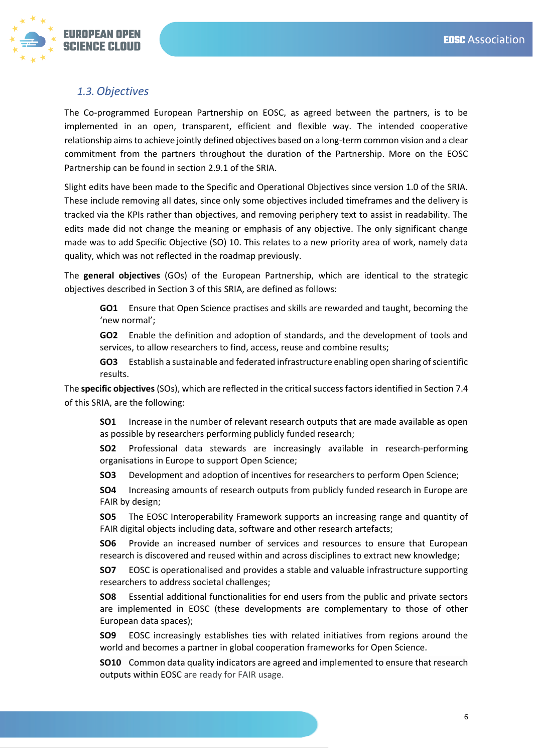## *1.3. Objectives*

The Co-programmed European Partnership on EOSC, as agreed between the partners, is to be implemented in an open, transparent, efficient and flexible way. The intended cooperative relationship aims to achieve jointly defined objectives based on a long-term common vision and a clear commitment from the partners throughout the duration of the Partnership. More on the EOSC Partnership can be found in section 2.9.1 of the SRIA.

Slight edits have been made to the Specific and Operational Objectives since version 1.0 of the SRIA. These include removing all dates, since only some objectives included timeframes and the delivery is tracked via the KPIs rather than objectives, and removing periphery text to assist in readability. The edits made did not change the meaning or emphasis of any objective. The only significant change made was to add Specific Objective (SO) 10. This relates to a new priority area of work, namely data quality, which was not reflected in the roadmap previously.

The **general objectives** (GOs) of the European Partnership, which are identical to the strategic objectives described in Section 3 of this SRIA, are defined as follows:

**GO1** Ensure that Open Science practises and skills are rewarded and taught, becoming the 'new normal';

**GO2** Enable the definition and adoption of standards, and the development of tools and services, to allow researchers to find, access, reuse and combine results;

**GO3** Establish a sustainable and federated infrastructure enabling open sharing of scientific results.

The **specific objectives** (SOs), which are reflected in the critical success factors identified in Section 7.4 of this SRIA, are the following:

**SO1** Increase in the number of relevant research outputs that are made available as open as possible by researchers performing publicly funded research;

**SO2** Professional data stewards are increasingly available in research-performing organisations in Europe to support Open Science;

**SO3** Development and adoption of incentives for researchers to perform Open Science;

**SO4** Increasing amounts of research outputs from publicly funded research in Europe are FAIR by design;

**SO5** The EOSC Interoperability Framework supports an increasing range and quantity of FAIR digital objects including data, software and other research artefacts;

**SO6** Provide an increased number of services and resources to ensure that European research is discovered and reused within and across disciplines to extract new knowledge;

**SO7** EOSC is operationalised and provides a stable and valuable infrastructure supporting researchers to address societal challenges;

**SO8** Essential additional functionalities for end users from the public and private sectors are implemented in EOSC (these developments are complementary to those of other European data spaces);

**SO9** EOSC increasingly establishes ties with related initiatives from regions around the world and becomes a partner in global cooperation frameworks for Open Science.

**SO10** Common data quality indicators are agreed and implemented to ensure that research outputs within EOSC are ready for FAIR usage.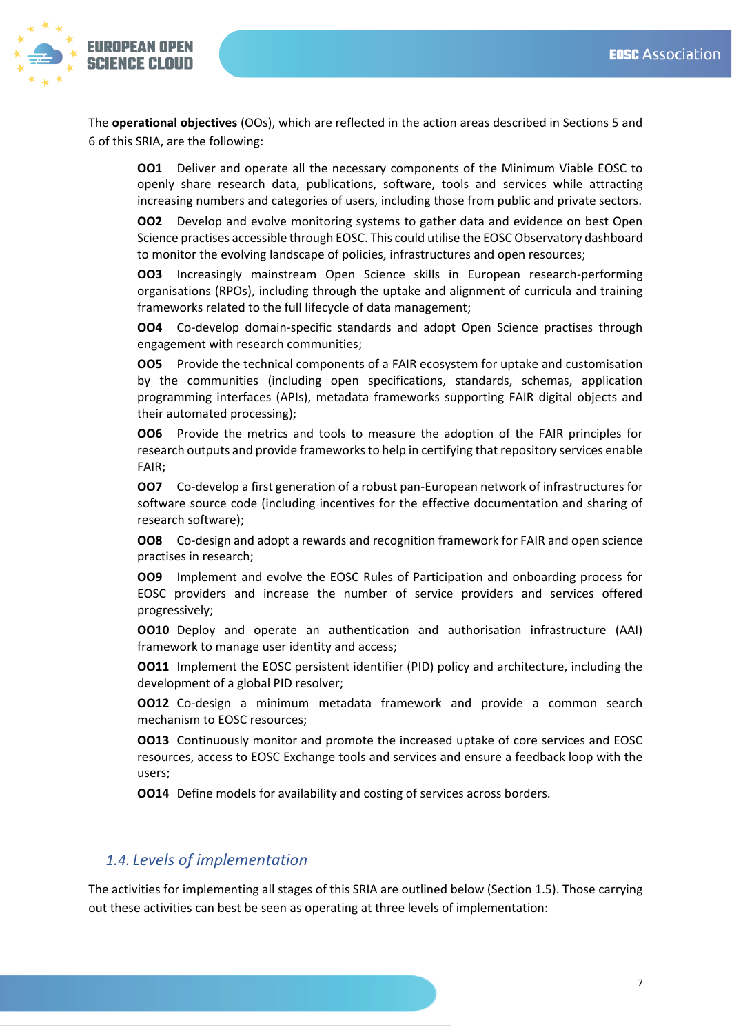The **operational objectives** (OOs), which are reflected in the action areas described in Sections 5 and 6 of this SRIA, are the following:

**OO1** Deliver and operate all the necessary components of the Minimum Viable EOSC to openly share research data, publications, software, tools and services while attracting increasing numbers and categories of users, including those from public and private sectors.

**OO2** Develop and evolve monitoring systems to gather data and evidence on best Open Science practises accessible through EOSC. This could utilise the EOSC Observatory dashboard to monitor the evolving landscape of policies, infrastructures and open resources;

**OO3** Increasingly mainstream Open Science skills in European research-performing organisations (RPOs), including through the uptake and alignment of curricula and training frameworks related to the full lifecycle of data management;

**OO4** Co-develop domain-specific standards and adopt Open Science practises through engagement with research communities;

**OO5** Provide the technical components of a FAIR ecosystem for uptake and customisation by the communities (including open specifications, standards, schemas, application programming interfaces (APIs), metadata frameworks supporting FAIR digital objects and their automated processing);

**OO6** Provide the metrics and tools to measure the adoption of the FAIR principles for research outputs and provide frameworks to help in certifying that repository services enable FAIR;

**OO7** Co-develop a first generation of a robust pan-European network of infrastructures for software source code (including incentives for the effective documentation and sharing of research software);

**OO8** Co-design and adopt a rewards and recognition framework for FAIR and open science practises in research;

**OO9** Implement and evolve the EOSC Rules of Participation and onboarding process for EOSC providers and increase the number of service providers and services offered progressively;

**OO10** Deploy and operate an authentication and authorisation infrastructure (AAI) framework to manage user identity and access;

**OO11** Implement the EOSC persistent identifier (PID) policy and architecture, including the development of a global PID resolver;

**OO12** Co-design a minimum metadata framework and provide a common search mechanism to EOSC resources;

**OO13** Continuously monitor and promote the increased uptake of core services and EOSC resources, access to EOSC Exchange tools and services and ensure a feedback loop with the users;

**OO14** Define models for availability and costing of services across borders.

## *1.4. Levels of implementation*

The activities for implementing all stages of this SRIA are outlined below (Section 1.5). Those carrying out these activities can best be seen as operating at three levels of implementation: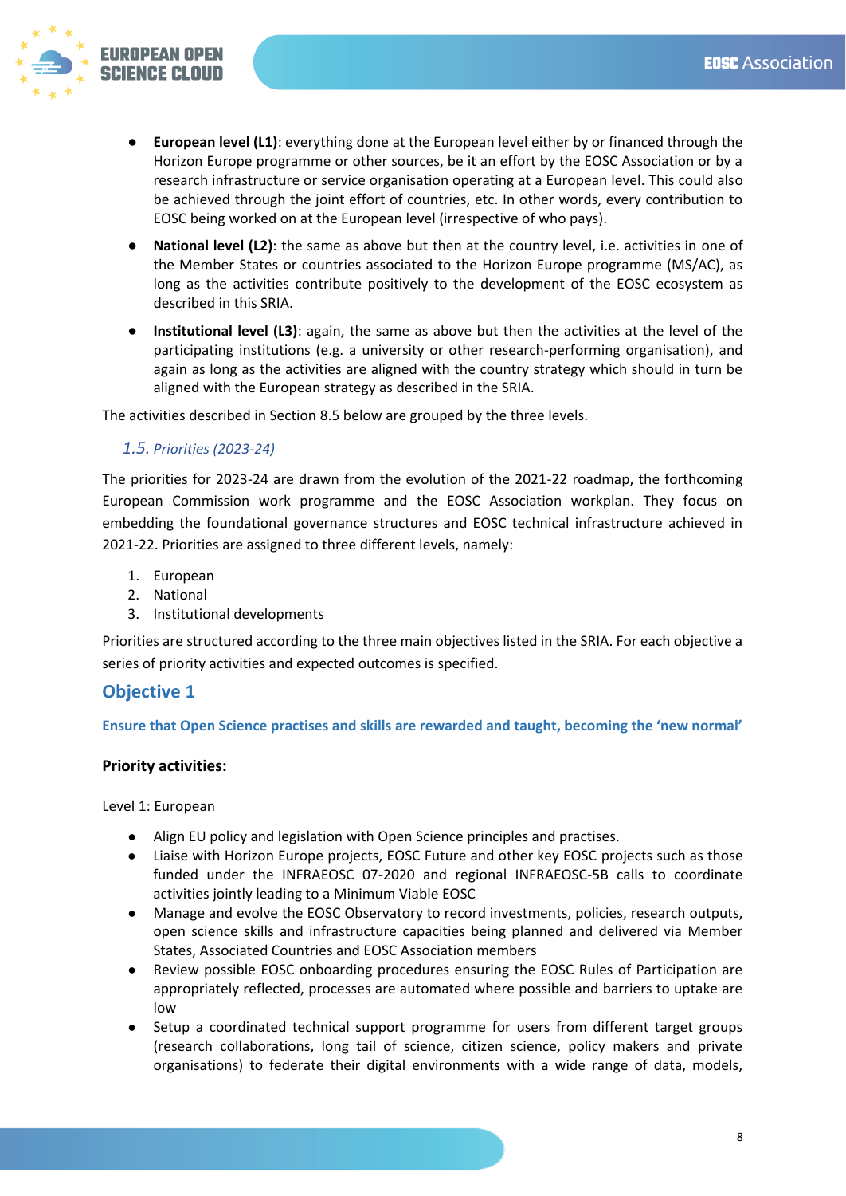- **European level (L1)**: everything done at the European level either by or financed through the Horizon Europe programme or other sources, be it an effort by the EOSC Association or by a research infrastructure or service organisation operating at a European level. This could also be achieved through the joint effort of countries, etc. In other words, every contribution to EOSC being worked on at the European level (irrespective of who pays).
- **National level (L2)**: the same as above but then at the country level, i.e. activities in one of the Member States or countries associated to the Horizon Europe programme (MS/AC), as long as the activities contribute positively to the development of the EOSC ecosystem as described in this SRIA.
- **Institutional level (L3)**: again, the same as above but then the activities at the level of the participating institutions (e.g. a university or other research-performing organisation), and again as long as the activities are aligned with the country strategy which should in turn be aligned with the European strategy as described in the SRIA.

The activities described in Section 8.5 below are grouped by the three levels.

### 1.5. *Priorities (2023-24)*

The priorities for 2023-24 are drawn from the evolution of the 2021-22 roadmap, the forthcoming European Commission work programme and the EOSC Association workplan. They focus on embedding the foundational governance structures and EOSC technical infrastructure achieved in 2021-22. Priorities are assigned to three different levels, namely:

1. European
2. National
3. Institutional developments

Priorities are structured according to the three main objectives listed in the SRIA. For each objective a series of priority activities and expected outcomes is specified.

## Objective 1

**Ensure that Open Science practises and skills are rewarded and taught, becoming the 'new normal'**

**Priority activities:**

Level 1: European

- Align EU policy and legislation with Open Science principles and practises.
- Liaise with Horizon Europe projects, EOSC Future and other key EOSC projects such as those funded under the INFRAEOSC 07-2020 and regional INFRAEOSC-5B calls to coordinate activities jointly leading to a Minimum Viable EOSC
- Manage and evolve the EOSC Observatory to record investments, policies, research outputs, open science skills and infrastructure capacities being planned and delivered via Member States, Associated Countries and EOSC Association members
- Review possible EOSC onboarding procedures ensuring the EOSC Rules of Participation are appropriately reflected, processes are automated where possible and barriers to uptake are low
- Setup a coordinated technical support programme for users from different target groups (research collaborations, long tail of science, citizen science, policy makers and private organisations) to federate their digital environments with a wide range of data, models,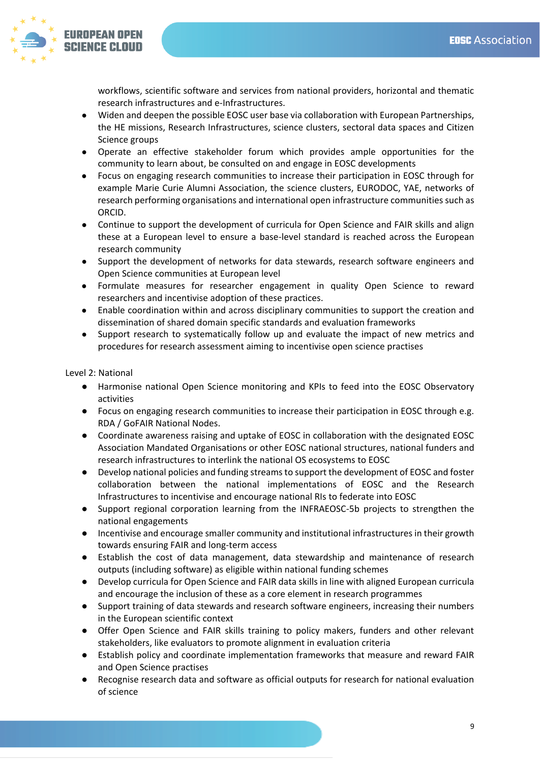workflows, scientific software and services from national providers, horizontal and thematic research infrastructures and e-Infrastructures.

- Widen and deepen the possible EOSC user base via collaboration with European Partnerships, the HE missions, Research Infrastructures, science clusters, sectoral data spaces and Citizen Science groups
- Operate an effective stakeholder forum which provides ample opportunities for the community to learn about, be consulted on and engage in EOSC developments
- Focus on engaging research communities to increase their participation in EOSC through for example Marie Curie Alumni Association, the science clusters, EURODOC, YAE, networks of research performing organisations and international open infrastructure communities such as ORCID.
- Continue to support the development of curricula for Open Science and FAIR skills and align these at a European level to ensure a base-level standard is reached across the European research community
- Support the development of networks for data stewards, research software engineers and Open Science communities at European level
- Formulate measures for researcher engagement in quality Open Science to reward researchers and incentivise adoption of these practices.
- Enable coordination within and across disciplinary communities to support the creation and dissemination of shared domain specific standards and evaluation frameworks
- Support research to systematically follow up and evaluate the impact of new metrics and procedures for research assessment aiming to incentivise open science practises

Level 2: National

- Harmonise national Open Science monitoring and KPIs to feed into the EOSC Observatory activities
- Focus on engaging research communities to increase their participation in EOSC through e.g. RDA / GoFAIR National Nodes.
- Coordinate awareness raising and uptake of EOSC in collaboration with the designated EOSC Association Mandated Organisations or other EOSC national structures, national funders and research infrastructures to interlink the national OS ecosystems to EOSC
- Develop national policies and funding streams to support the development of EOSC and foster collaboration between the national implementations of EOSC and the Research Infrastructures to incentivise and encourage national RIs to federate into EOSC
- Support regional corporation learning from the INFRAEOSC-5b projects to strengthen the national engagements
- Incentivise and encourage smaller community and institutional infrastructures in their growth towards ensuring FAIR and long-term access
- Establish the cost of data management, data stewardship and maintenance of research outputs (including software) as eligible within national funding schemes
- Develop curricula for Open Science and FAIR data skills in line with aligned European curricula and encourage the inclusion of these as a core element in research programmes
- Support training of data stewards and research software engineers, increasing their numbers in the European scientific context
- Offer Open Science and FAIR skills training to policy makers, funders and other relevant stakeholders, like evaluators to promote alignment in evaluation criteria
- Establish policy and coordinate implementation frameworks that measure and reward FAIR and Open Science practises
- Recognise research data and software as official outputs for research for national evaluation of science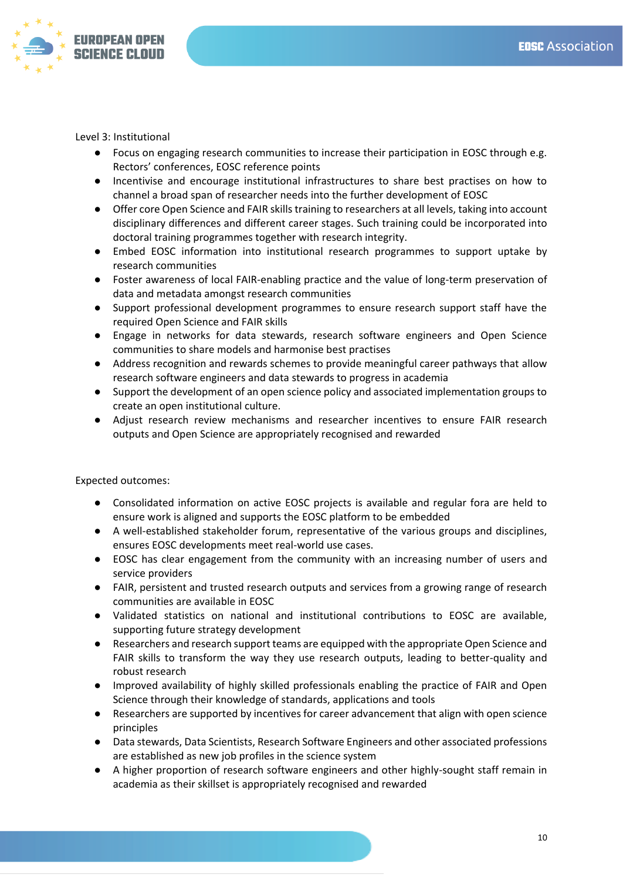Level 3: Institutional

- Focus on engaging research communities to increase their participation in EOSC through e.g. Rectors' conferences, EOSC reference points
- Incentivise and encourage institutional infrastructures to share best practises on how to channel a broad span of researcher needs into the further development of EOSC
- Offer core Open Science and FAIR skills training to researchers at all levels, taking into account disciplinary differences and different career stages. Such training could be incorporated into doctoral training programmes together with research integrity.
- Embed EOSC information into institutional research programmes to support uptake by research communities
- Foster awareness of local FAIR-enabling practice and the value of long-term preservation of data and metadata amongst research communities
- Support professional development programmes to ensure research support staff have the required Open Science and FAIR skills
- Engage in networks for data stewards, research software engineers and Open Science communities to share models and harmonise best practises
- Address recognition and rewards schemes to provide meaningful career pathways that allow research software engineers and data stewards to progress in academia
- Support the development of an open science policy and associated implementation groups to create an open institutional culture.
- Adjust research review mechanisms and researcher incentives to ensure FAIR research outputs and Open Science are appropriately recognised and rewarded

Expected outcomes:

- Consolidated information on active EOSC projects is available and regular fora are held to ensure work is aligned and supports the EOSC platform to be embedded
- A well-established stakeholder forum, representative of the various groups and disciplines, ensures EOSC developments meet real-world use cases.
- EOSC has clear engagement from the community with an increasing number of users and service providers
- FAIR, persistent and trusted research outputs and services from a growing range of research communities are available in EOSC
- Validated statistics on national and institutional contributions to EOSC are available, supporting future strategy development
- Researchers and research support teams are equipped with the appropriate Open Science and FAIR skills to transform the way they use research outputs, leading to better-quality and robust research
- Improved availability of highly skilled professionals enabling the practice of FAIR and Open Science through their knowledge of standards, applications and tools
- Researchers are supported by incentives for career advancement that align with open science principles
- Data stewards, Data Scientists, Research Software Engineers and other associated professions are established as new job profiles in the science system
- A higher proportion of research software engineers and other highly-sought staff remain in academia as their skillset is appropriately recognised and rewarded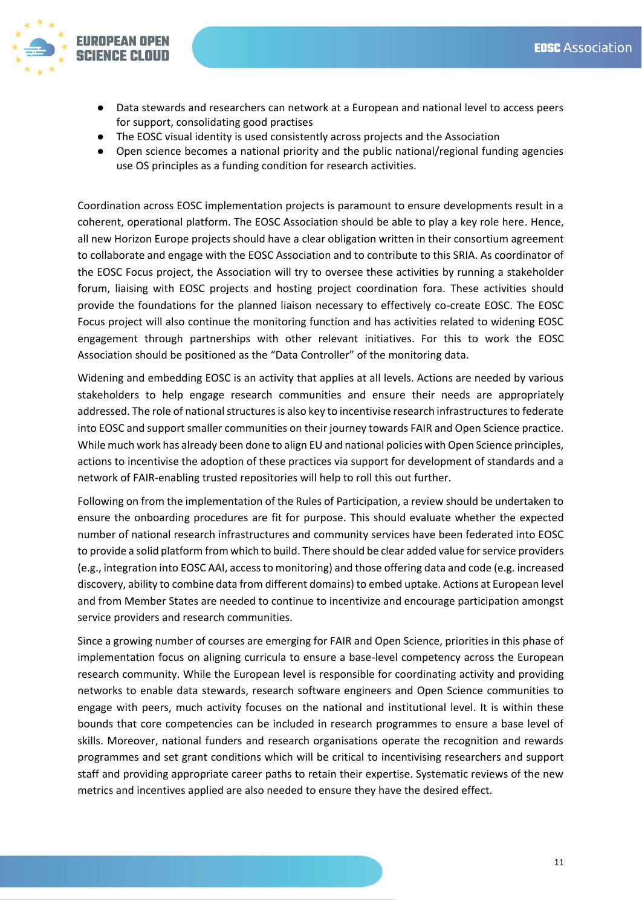- Data stewards and researchers can network at a European and national level to access peers for support, consolidating good practises
- The EOSC visual identity is used consistently across projects and the Association
- Open science becomes a national priority and the public national/regional funding agencies use OS principles as a funding condition for research activities.

Coordination across EOSC implementation projects is paramount to ensure developments result in a coherent, operational platform. The EOSC Association should be able to play a key role here. Hence, all new Horizon Europe projects should have a clear obligation written in their consortium agreement to collaborate and engage with the EOSC Association and to contribute to this SRIA. As coordinator of the EOSC Focus project, the Association will try to oversee these activities by running a stakeholder forum, liaising with EOSC projects and hosting project coordination fora. These activities should provide the foundations for the planned liaison necessary to effectively co-create EOSC. The EOSC Focus project will also continue the monitoring function and has activities related to widening EOSC engagement through partnerships with other relevant initiatives. For this to work the EOSC Association should be positioned as the "Data Controller" of the monitoring data.

Widening and embedding EOSC is an activity that applies at all levels. Actions are needed by various stakeholders to help engage research communities and ensure their needs are appropriately addressed. The role of national structures is also key to incentivise research infrastructures to federate into EOSC and support smaller communities on their journey towards FAIR and Open Science practice. While much work has already been done to align EU and national policies with Open Science principles, actions to incentivise the adoption of these practices via support for development of standards and a network of FAIR-enabling trusted repositories will help to roll this out further.

Following on from the implementation of the Rules of Participation, a review should be undertaken to ensure the onboarding procedures are fit for purpose. This should evaluate whether the expected number of national research infrastructures and community services have been federated into EOSC to provide a solid platform from which to build. There should be clear added value for service providers (e.g., integration into EOSC AAI, access to monitoring) and those offering data and code (e.g. increased discovery, ability to combine data from different domains) to embed uptake. Actions at European level and from Member States are needed to continue to incentivize and encourage participation amongst service providers and research communities.

Since a growing number of courses are emerging for FAIR and Open Science, priorities in this phase of implementation focus on aligning curricula to ensure a base-level competency across the European research community. While the European level is responsible for coordinating activity and providing networks to enable data stewards, research software engineers and Open Science communities to engage with peers, much activity focuses on the national and institutional level. It is within these bounds that core competencies can be included in research programmes to ensure a base level of skills. Moreover, national funders and research organisations operate the recognition and rewards programmes and set grant conditions which will be critical to incentivising researchers and support staff and providing appropriate career paths to retain their expertise. Systematic reviews of the new metrics and incentives applied are also needed to ensure they have the desired effect.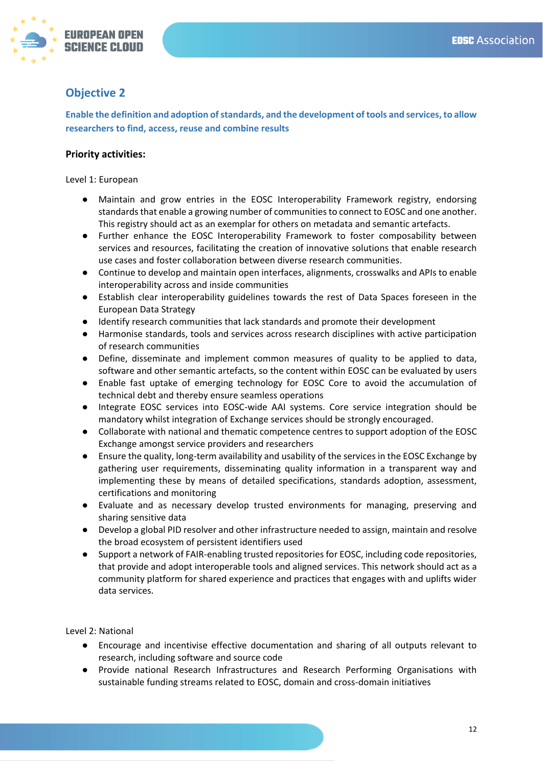## Objective 2

**Enable the definition and adoption of standards, and the development of tools and services, to allow researchers to find, access, reuse and combine results**

**Priority activities:**

Level 1: European

- Maintain and grow entries in the EOSC Interoperability Framework registry, endorsing standards that enable a growing number of communities to connect to EOSC and one another. This registry should act as an exemplar for others on metadata and semantic artefacts.
- Further enhance the EOSC Interoperability Framework to foster composability between services and resources, facilitating the creation of innovative solutions that enable research use cases and foster collaboration between diverse research communities.
- Continue to develop and maintain open interfaces, alignments, crosswalks and APIs to enable interoperability across and inside communities
- Establish clear interoperability guidelines towards the rest of Data Spaces foreseen in the European Data Strategy
- Identify research communities that lack standards and promote their development
- Harmonise standards, tools and services across research disciplines with active participation of research communities
- Define, disseminate and implement common measures of quality to be applied to data, software and other semantic artefacts, so the content within EOSC can be evaluated by users
- Enable fast uptake of emerging technology for EOSC Core to avoid the accumulation of technical debt and thereby ensure seamless operations
- Integrate EOSC services into EOSC-wide AAI systems. Core service integration should be mandatory whilst integration of Exchange services should be strongly encouraged.
- Collaborate with national and thematic competence centres to support adoption of the EOSC Exchange amongst service providers and researchers
- Ensure the quality, long-term availability and usability of the services in the EOSC Exchange by gathering user requirements, disseminating quality information in a transparent way and implementing these by means of detailed specifications, standards adoption, assessment, certifications and monitoring
- Evaluate and as necessary develop trusted environments for managing, preserving and sharing sensitive data
- Develop a global PID resolver and other infrastructure needed to assign, maintain and resolve the broad ecosystem of persistent identifiers used
- Support a network of FAIR-enabling trusted repositories for EOSC, including code repositories, that provide and adopt interoperable tools and aligned services. This network should act as a community platform for shared experience and practices that engages with and uplifts wider data services.

Level 2: National

- Encourage and incentivise effective documentation and sharing of all outputs relevant to research, including software and source code
- Provide national Research Infrastructures and Research Performing Organisations with sustainable funding streams related to EOSC, domain and cross-domain initiatives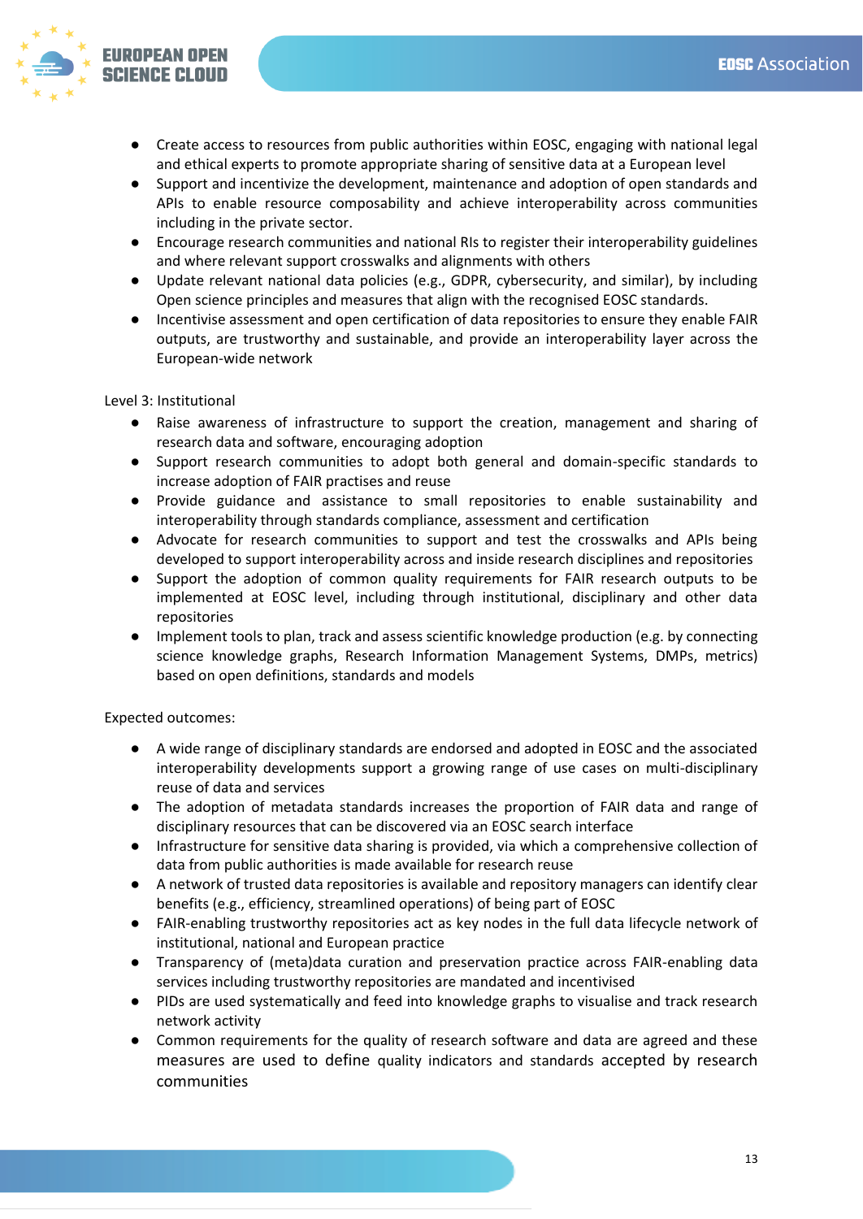- Create access to resources from public authorities within EOSC, engaging with national legal and ethical experts to promote appropriate sharing of sensitive data at a European level
- Support and incentivize the development, maintenance and adoption of open standards and APIs to enable resource composability and achieve interoperability across communities including in the private sector.
- Encourage research communities and national RIs to register their interoperability guidelines and where relevant support crosswalks and alignments with others
- Update relevant national data policies (e.g., GDPR, cybersecurity, and similar), by including Open science principles and measures that align with the recognised EOSC standards.
- Incentivise assessment and open certification of data repositories to ensure they enable FAIR outputs, are trustworthy and sustainable, and provide an interoperability layer across the European-wide network

Level 3: Institutional

- Raise awareness of infrastructure to support the creation, management and sharing of research data and software, encouraging adoption
- Support research communities to adopt both general and domain-specific standards to increase adoption of FAIR practises and reuse
- Provide guidance and assistance to small repositories to enable sustainability and interoperability through standards compliance, assessment and certification
- Advocate for research communities to support and test the crosswalks and APIs being developed to support interoperability across and inside research disciplines and repositories
- Support the adoption of common quality requirements for FAIR research outputs to be implemented at EOSC level, including through institutional, disciplinary and other data repositories
- Implement tools to plan, track and assess scientific knowledge production (e.g. by connecting science knowledge graphs, Research Information Management Systems, DMPs, metrics) based on open definitions, standards and models

Expected outcomes:

- A wide range of disciplinary standards are endorsed and adopted in EOSC and the associated interoperability developments support a growing range of use cases on multi-disciplinary reuse of data and services
- The adoption of metadata standards increases the proportion of FAIR data and range of disciplinary resources that can be discovered via an EOSC search interface
- Infrastructure for sensitive data sharing is provided, via which a comprehensive collection of data from public authorities is made available for research reuse
- A network of trusted data repositories is available and repository managers can identify clear benefits (e.g., efficiency, streamlined operations) of being part of EOSC
- FAIR-enabling trustworthy repositories act as key nodes in the full data lifecycle network of institutional, national and European practice
- Transparency of (meta)data curation and preservation practice across FAIR-enabling data services including trustworthy repositories are mandated and incentivised
- PIDs are used systematically and feed into knowledge graphs to visualise and track research network activity
- Common requirements for the quality of research software and data are agreed and these measures are used to define quality indicators and standards accepted by research communities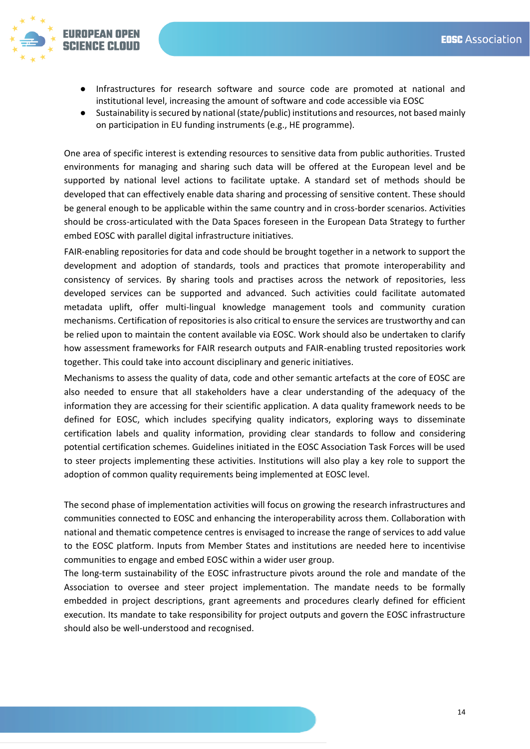- Infrastructures for research software and source code are promoted at national and institutional level, increasing the amount of software and code accessible via EOSC
- Sustainability is secured by national (state/public) institutions and resources, not based mainly on participation in EU funding instruments (e.g., HE programme).

One area of specific interest is extending resources to sensitive data from public authorities. Trusted environments for managing and sharing such data will be offered at the European level and be supported by national level actions to facilitate uptake. A standard set of methods should be developed that can effectively enable data sharing and processing of sensitive content. These should be general enough to be applicable within the same country and in cross-border scenarios. Activities should be cross-articulated with the Data Spaces foreseen in the European Data Strategy to further embed EOSC with parallel digital infrastructure initiatives.

FAIR-enabling repositories for data and code should be brought together in a network to support the development and adoption of standards, tools and practices that promote interoperability and consistency of services. By sharing tools and practises across the network of repositories, less developed services can be supported and advanced. Such activities could facilitate automated metadata uplift, offer multi-lingual knowledge management tools and community curation mechanisms. Certification of repositories is also critical to ensure the services are trustworthy and can be relied upon to maintain the content available via EOSC. Work should also be undertaken to clarify how assessment frameworks for FAIR research outputs and FAIR-enabling trusted repositories work together. This could take into account disciplinary and generic initiatives.

Mechanisms to assess the quality of data, code and other semantic artefacts at the core of EOSC are also needed to ensure that all stakeholders have a clear understanding of the adequacy of the information they are accessing for their scientific application. A data quality framework needs to be defined for EOSC, which includes specifying quality indicators, exploring ways to disseminate certification labels and quality information, providing clear standards to follow and considering potential certification schemes. Guidelines initiated in the EOSC Association Task Forces will be used to steer projects implementing these activities. Institutions will also play a key role to support the adoption of common quality requirements being implemented at EOSC level.

The second phase of implementation activities will focus on growing the research infrastructures and communities connected to EOSC and enhancing the interoperability across them. Collaboration with national and thematic competence centres is envisaged to increase the range of services to add value to the EOSC platform. Inputs from Member States and institutions are needed here to incentivise communities to engage and embed EOSC within a wider user group.

The long-term sustainability of the EOSC infrastructure pivots around the role and mandate of the Association to oversee and steer project implementation. The mandate needs to be formally embedded in project descriptions, grant agreements and procedures clearly defined for efficient execution. Its mandate to take responsibility for project outputs and govern the EOSC infrastructure should also be well-understood and recognised.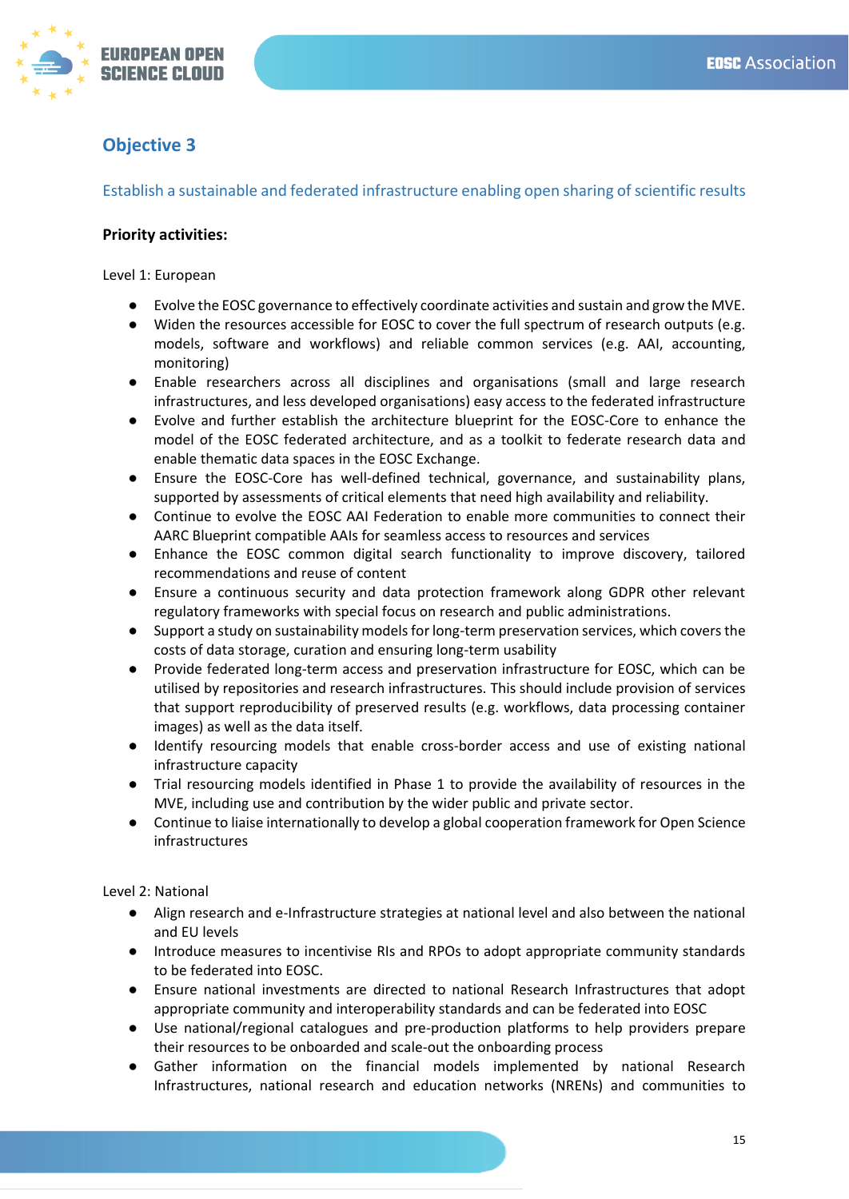## Objective 3

Establish a sustainable and federated infrastructure enabling open sharing of scientific results

**Priority activities:**

Level 1: European

- Evolve the EOSC governance to effectively coordinate activities and sustain and grow the MVE.
- Widen the resources accessible for EOSC to cover the full spectrum of research outputs (e.g. models, software and workflows) and reliable common services (e.g. AAI, accounting, monitoring)
- Enable researchers across all disciplines and organisations (small and large research infrastructures, and less developed organisations) easy access to the federated infrastructure
- Evolve and further establish the architecture blueprint for the EOSC-Core to enhance the model of the EOSC federated architecture, and as a toolkit to federate research data and enable thematic data spaces in the EOSC Exchange.
- Ensure the EOSC-Core has well-defined technical, governance, and sustainability plans, supported by assessments of critical elements that need high availability and reliability.
- Continue to evolve the EOSC AAI Federation to enable more communities to connect their AARC Blueprint compatible AAIs for seamless access to resources and services
- Enhance the EOSC common digital search functionality to improve discovery, tailored recommendations and reuse of content
- Ensure a continuous security and data protection framework along GDPR other relevant regulatory frameworks with special focus on research and public administrations.
- Support a study on sustainability models for long-term preservation services, which covers the costs of data storage, curation and ensuring long-term usability
- Provide federated long-term access and preservation infrastructure for EOSC, which can be utilised by repositories and research infrastructures. This should include provision of services that support reproducibility of preserved results (e.g. workflows, data processing container images) as well as the data itself.
- Identify resourcing models that enable cross-border access and use of existing national infrastructure capacity
- Trial resourcing models identified in Phase 1 to provide the availability of resources in the MVE, including use and contribution by the wider public and private sector.
- Continue to liaise internationally to develop a global cooperation framework for Open Science infrastructures

Level 2: National

- Align research and e-Infrastructure strategies at national level and also between the national and EU levels
- Introduce measures to incentivise RIs and RPOs to adopt appropriate community standards to be federated into EOSC.
- Ensure national investments are directed to national Research Infrastructures that adopt appropriate community and interoperability standards and can be federated into EOSC
- Use national/regional catalogues and pre-production platforms to help providers prepare their resources to be onboarded and scale-out the onboarding process
- Gather information on the financial models implemented by national Research Infrastructures, national research and education networks (NRENs) and communities to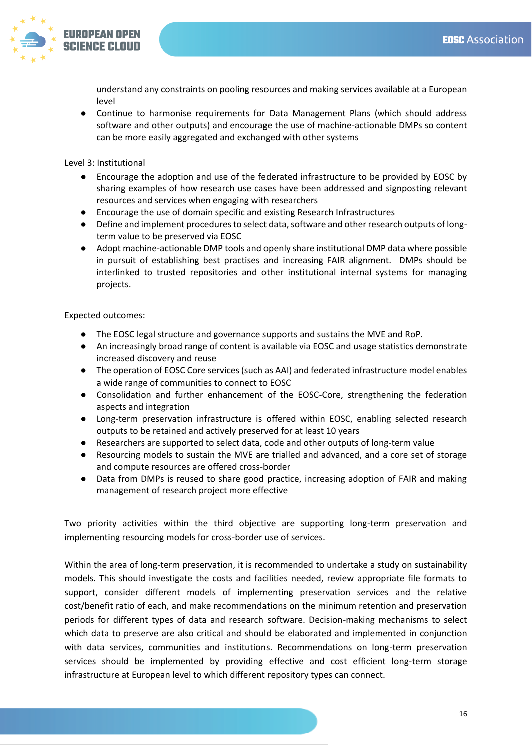understand any constraints on pooling resources and making services available at a European level
- Continue to harmonise requirements for Data Management Plans (which should address software and other outputs) and encourage the use of machine-actionable DMPs so content can be more easily aggregated and exchanged with other systems

Level 3: Institutional

- Encourage the adoption and use of the federated infrastructure to be provided by EOSC by sharing examples of how research use cases have been addressed and signposting relevant resources and services when engaging with researchers
- Encourage the use of domain specific and existing Research Infrastructures
- Define and implement procedures to select data, software and other research outputs of long-term value to be preserved via EOSC
- Adopt machine-actionable DMP tools and openly share institutional DMP data where possible in pursuit of establishing best practises and increasing FAIR alignment. DMPs should be interlinked to trusted repositories and other institutional internal systems for managing projects.

Expected outcomes:

- The EOSC legal structure and governance supports and sustains the MVE and RoP.
- An increasingly broad range of content is available via EOSC and usage statistics demonstrate increased discovery and reuse
- The operation of EOSC Core services (such as AAI) and federated infrastructure model enables a wide range of communities to connect to EOSC
- Consolidation and further enhancement of the EOSC-Core, strengthening the federation aspects and integration
- Long-term preservation infrastructure is offered within EOSC, enabling selected research outputs to be retained and actively preserved for at least 10 years
- Researchers are supported to select data, code and other outputs of long-term value
- Resourcing models to sustain the MVE are trialled and advanced, and a core set of storage and compute resources are offered cross-border
- Data from DMPs is reused to share good practice, increasing adoption of FAIR and making management of research project more effective

Two priority activities within the third objective are supporting long-term preservation and implementing resourcing models for cross-border use of services.

Within the area of long-term preservation, it is recommended to undertake a study on sustainability models. This should investigate the costs and facilities needed, review appropriate file formats to support, consider different models of implementing preservation services and the relative cost/benefit ratio of each, and make recommendations on the minimum retention and preservation periods for different types of data and research software. Decision-making mechanisms to select which data to preserve are also critical and should be elaborated and implemented in conjunction with data services, communities and institutions. Recommendations on long-term preservation services should be implemented by providing effective and cost efficient long-term storage infrastructure at European level to which different repository types can connect.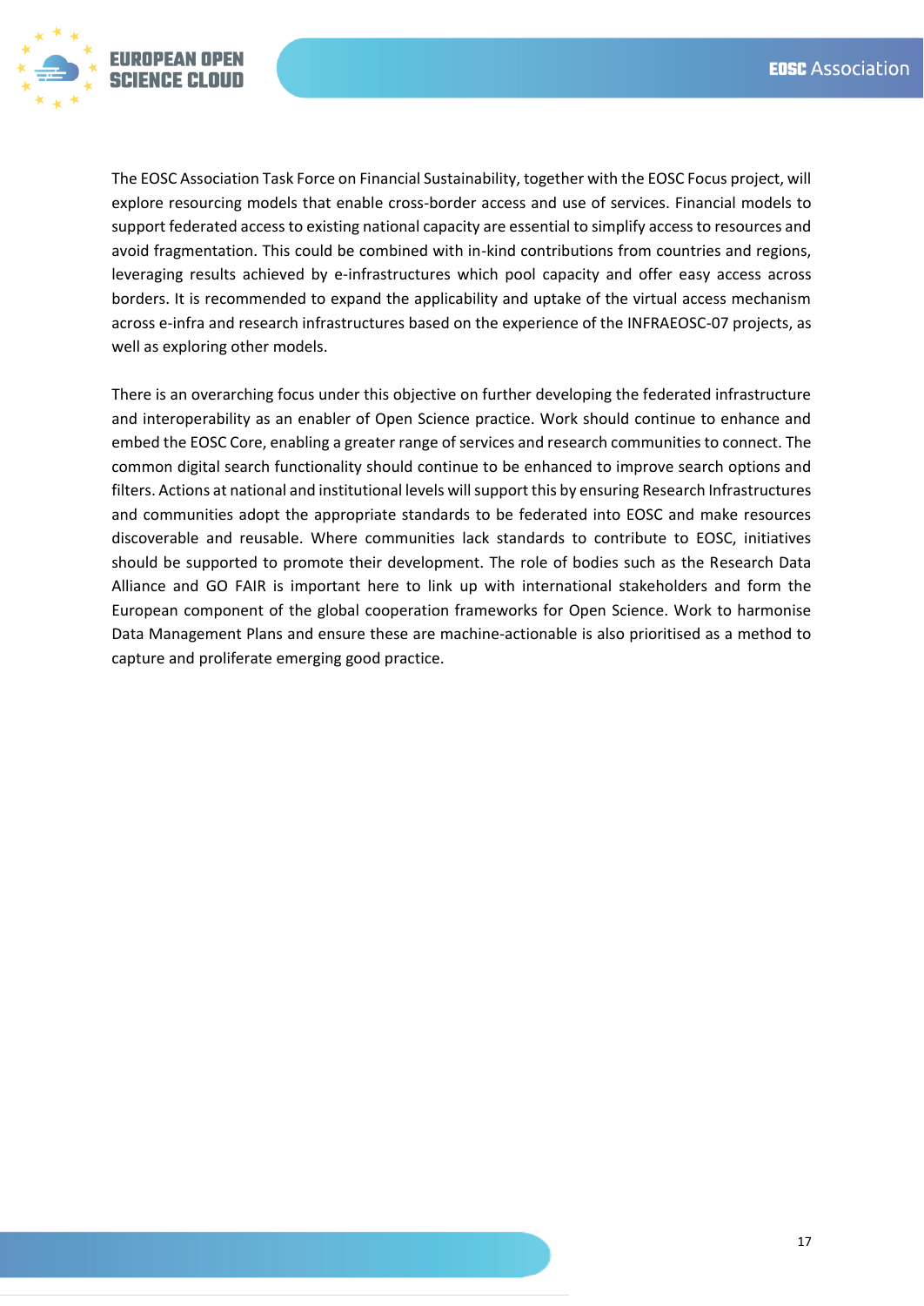The EOSC Association Task Force on Financial Sustainability, together with the EOSC Focus project, will explore resourcing models that enable cross-border access and use of services. Financial models to support federated access to existing national capacity are essential to simplify access to resources and avoid fragmentation. This could be combined with in-kind contributions from countries and regions, leveraging results achieved by e-infrastructures which pool capacity and offer easy access across borders. It is recommended to expand the applicability and uptake of the virtual access mechanism across e-infra and research infrastructures based on the experience of the INFRAEOSC-07 projects, as well as exploring other models.

There is an overarching focus under this objective on further developing the federated infrastructure and interoperability as an enabler of Open Science practice. Work should continue to enhance and embed the EOSC Core, enabling a greater range of services and research communities to connect. The common digital search functionality should continue to be enhanced to improve search options and filters. Actions at national and institutional levels will support this by ensuring Research Infrastructures and communities adopt the appropriate standards to be federated into EOSC and make resources discoverable and reusable. Where communities lack standards to contribute to EOSC, initiatives should be supported to promote their development. The role of bodies such as the Research Data Alliance and GO FAIR is important here to link up with international stakeholders and form the European component of the global cooperation frameworks for Open Science. Work to harmonise Data Management Plans and ensure these are machine-actionable is also prioritised as a method to capture and proliferate emerging good practice.